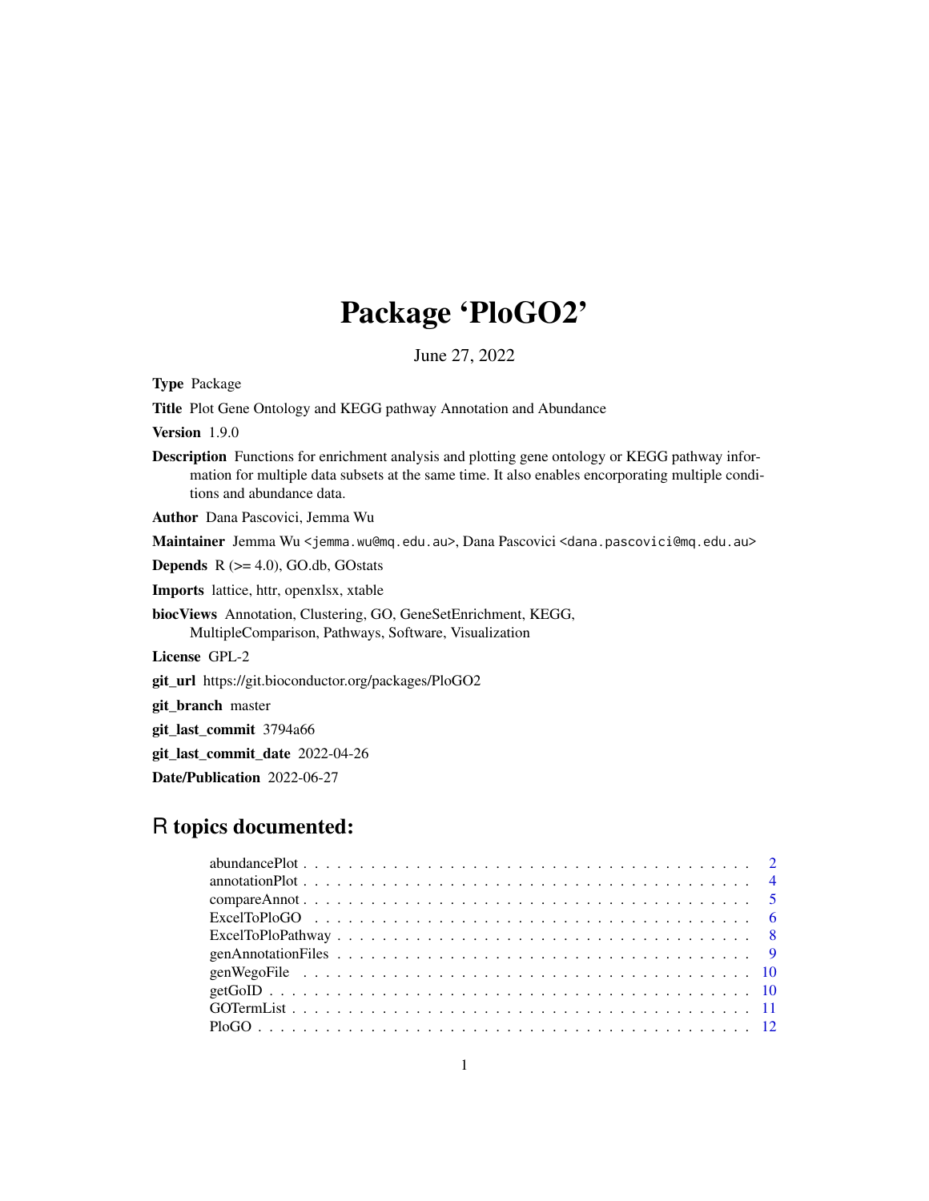# Package 'PloGO2'

June 27, 2022

**Type** Package

**Title** Plot Gene Ontology and KEGG pathway Annotation and Abundance

**Version** 1.9.0

**Description** Functions for enrichment analysis and plotting gene ontology or KEGG pathway information for multiple data subsets at the same time. It also enables encorporating multiple conditions and abundance data.

**Author** Dana Pascovici, Jemma Wu

**Maintainer** Jemma Wu <jemma.wu@mq.edu.au>, Dana Pascovici <dana.pascovici@mq.edu.au>

**Depends** R (>= 4.0), GO.db, GOstats

**Imports** lattice, httr, openxlsx, xtable

**biocViews** Annotation, Clustering, GO, GeneSetEnrichment, KEGG, MultipleComparison, Pathways, Software, Visualization

**License** GPL-2

**git_url** https://git.bioconductor.org/packages/PloGO2

**git_branch** master

**git_last_commit** 3794a66

**git_last_commit_date** 2022-04-26

**Date/Publication** 2022-06-27

## R topics documented:

- abundancePlot . . . . . . . . . . . . . . . . . . . . . . . . . . . . . . . . . . . . . . . . 2
- annotationPlot . . . . . . . . . . . . . . . . . . . . . . . . . . . . . . . . . . . . . . . . 4
- compareAnnot . . . . . . . . . . . . . . . . . . . . . . . . . . . . . . . . . . . . . . . . 5
- ExcelToPloGO . . . . . . . . . . . . . . . . . . . . . . . . . . . . . . . . . . . . . . . . 6
- ExcelToPloPathway . . . . . . . . . . . . . . . . . . . . . . . . . . . . . . . . . . . . . 8
- genAnnotationFiles . . . . . . . . . . . . . . . . . . . . . . . . . . . . . . . . . . . . . 9
- genWegoFile . . . . . . . . . . . . . . . . . . . . . . . . . . . . . . . . . . . . . . . . 10
- getGoID . . . . . . . . . . . . . . . . . . . . . . . . . . . . . . . . . . . . . . . . . . 10
- GOTermList . . . . . . . . . . . . . . . . . . . . . . . . . . . . . . . . . . . . . . . . 11
- PloGO . . . . . . . . . . . . . . . . . . . . . . . . . . . . . . . . . . . . . . . . . . . 12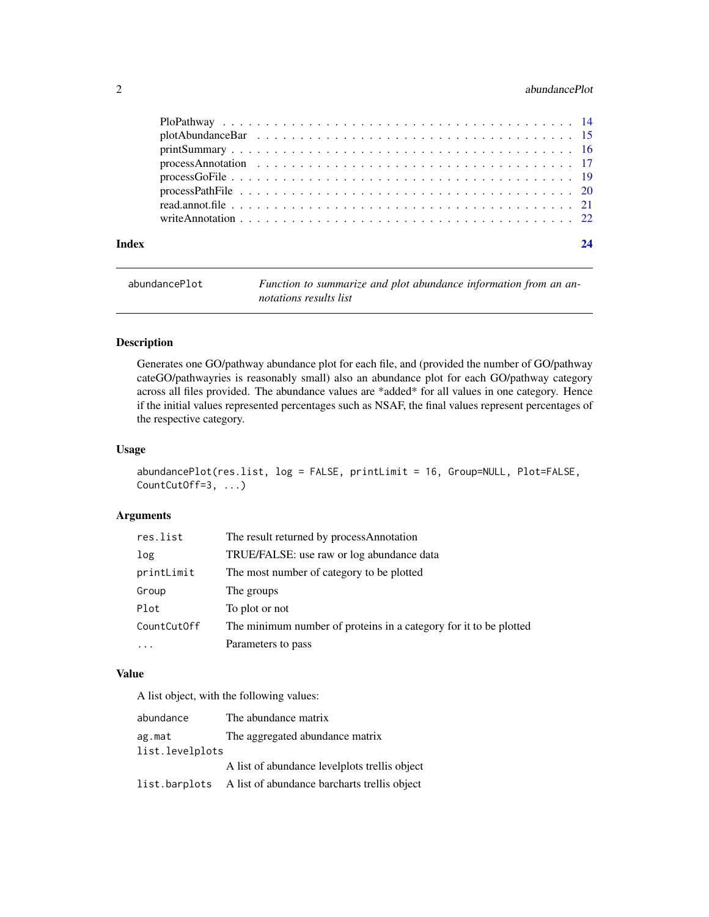| | |
|---|---|
| PloPathway | 14 |
| plotAbundanceBar | 15 |
| printSummary | 16 |
| processAnnotation | 17 |
| processGoFile | 19 |
| processPathFile | 20 |
| read.annot.file | 21 |
| writeAnnotation | 22 |

**Index** **24**

---

`abundancePlot` *Function to summarize and plot abundance information from an annotations results list*

---

## Description

Generates one GO/pathway abundance plot for each file, and (provided the number of GO/pathway cateGO/pathwayries is reasonably small) also an abundance plot for each GO/pathway category across all files provided. The abundance values are *added* for all values in one category. Hence if the initial values represented percentages such as NSAF, the final values represent percentages of the respective category.

## Usage

```
abundancePlot(res.list, log = FALSE, printLimit = 16, Group=NULL, Plot=FALSE,
CountCutOff=3, ...)
```

## Arguments

| | |
|---|---|
| `res.list` | The result returned by processAnnotation |
| `log` | TRUE/FALSE: use raw or log abundance data |
| `printLimit` | The most number of category to be plotted |
| `Group` | The groups |
| `Plot` | To plot or not |
| `CountCutOff` | The minimum number of proteins in a category for it to be plotted |
| `...` | Parameters to pass |

## Value

A list object, with the following values:

| | |
|---|---|
| `abundance` | The abundance matrix |
| `ag.mat` | The aggregated abundance matrix |
| `list.levelplots` | A list of abundance levelplots trellis object |
| `list.barplots` | A list of abundance barcharts trellis object |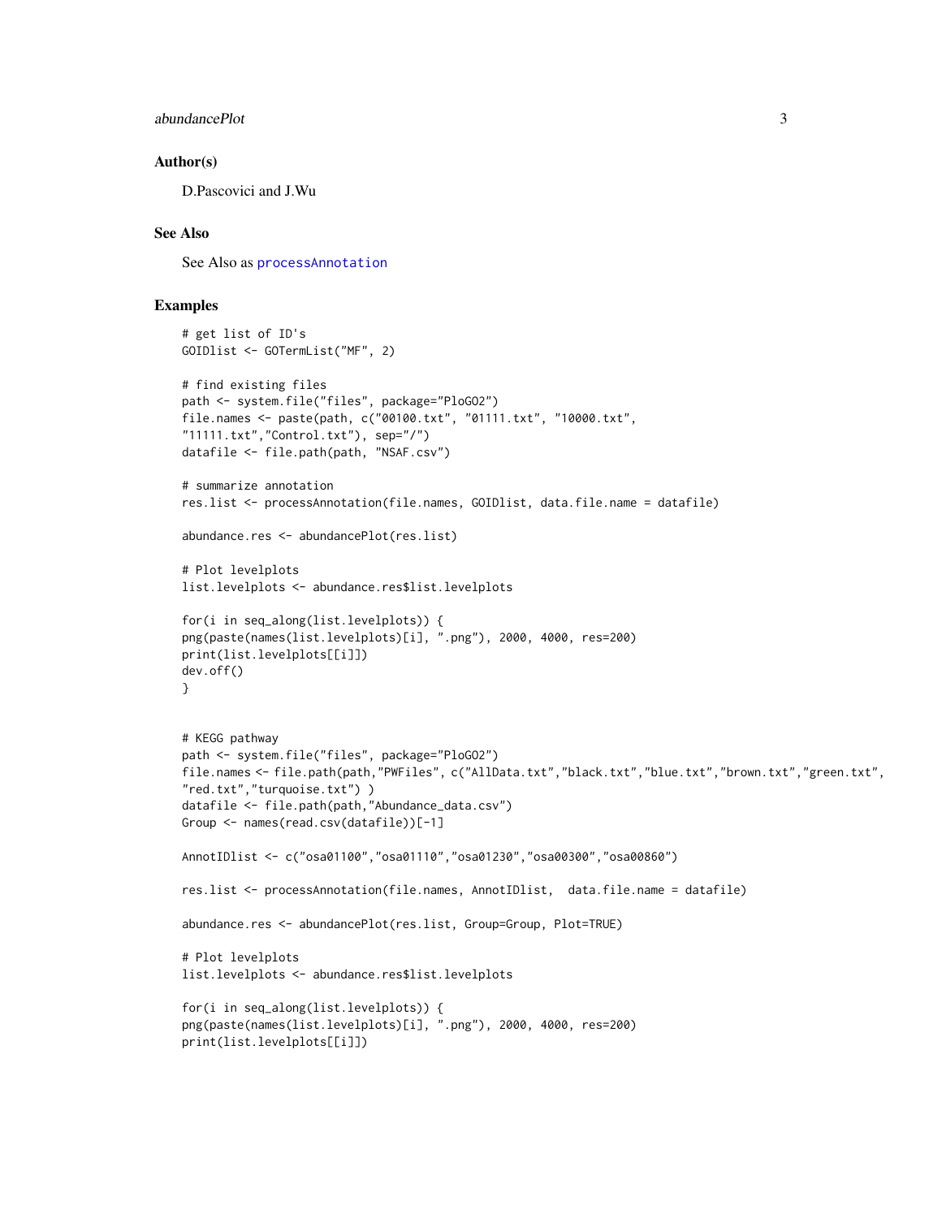### Author(s)

D.Pascovici and J.Wu

### See Also

See Also as processAnnotation

### Examples

```
# get list of ID's
GOIDlist <- GOTermList("MF", 2)

# find existing files
path <- system.file("files", package="PloGO2")
file.names <- paste(path, c("00100.txt", "01111.txt", "10000.txt",
"11111.txt","Control.txt"), sep="/")
datafile <- file.path(path, "NSAF.csv")

# summarize annotation
res.list <- processAnnotation(file.names, GOIDlist, data.file.name = datafile)

abundance.res <- abundancePlot(res.list)

# Plot levelplots
list.levelplots <- abundance.res$list.levelplots

for(i in seq_along(list.levelplots)) {
png(paste(names(list.levelplots)[i], ".png"), 2000, 4000, res=200)
print(list.levelplots[[i]])
dev.off()
}


# KEGG pathway
path <- system.file("files", package="PloGO2")
file.names <- file.path(path,"PWFiles", c("AllData.txt","black.txt","blue.txt","brown.txt","green.txt",
"red.txt","turquoise.txt") )
datafile <- file.path(path,"Abundance_data.csv")
Group <- names(read.csv(datafile))[-1]

AnnotIDlist <- c("osa01100","osa01110","osa01230","osa00300","osa00860")

res.list <- processAnnotation(file.names, AnnotIDlist,  data.file.name = datafile)

abundance.res <- abundancePlot(res.list, Group=Group, Plot=TRUE)

# Plot levelplots
list.levelplots <- abundance.res$list.levelplots

for(i in seq_along(list.levelplots)) {
png(paste(names(list.levelplots)[i], ".png"), 2000, 4000, res=200)
print(list.levelplots[[i]])
```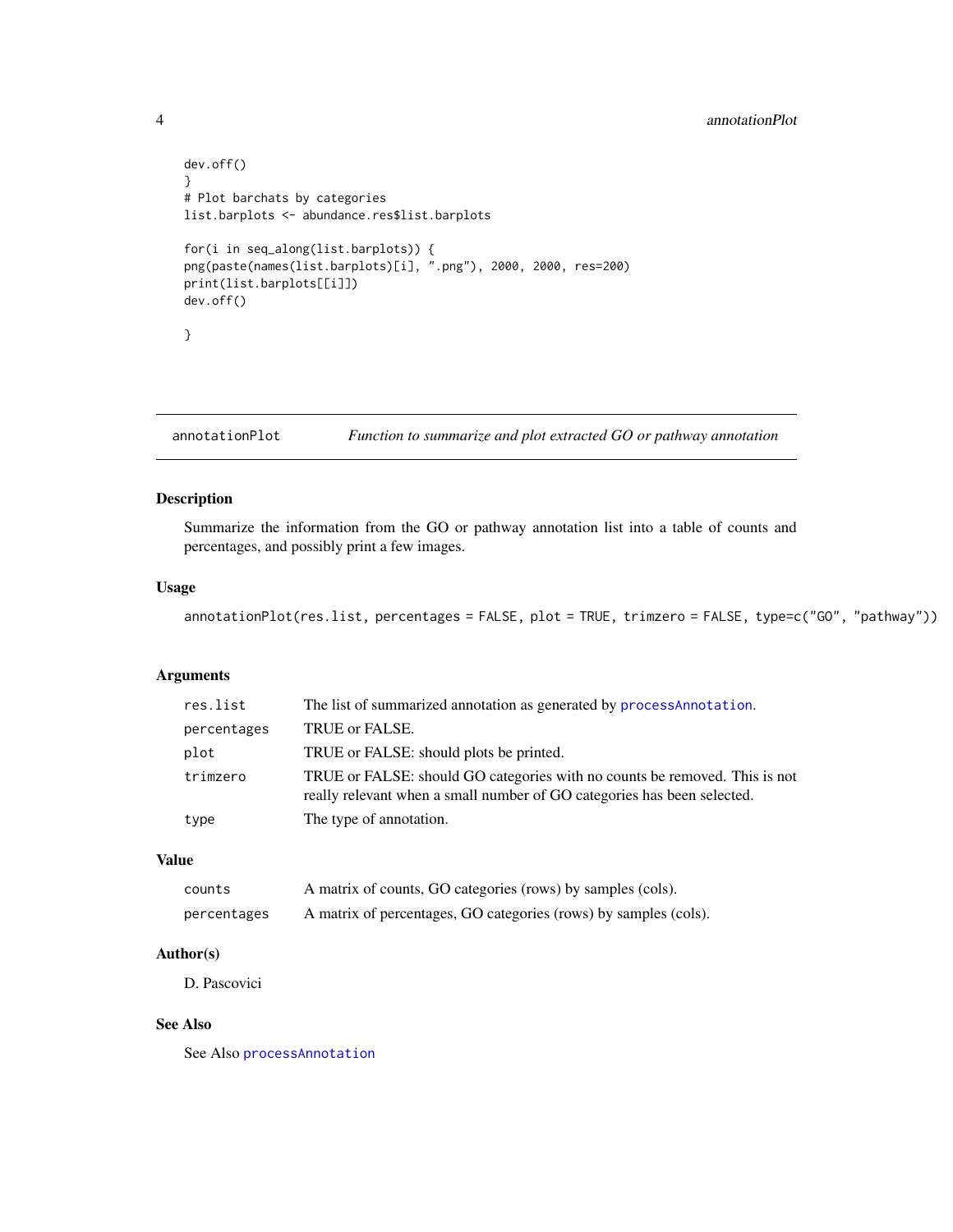```
dev.off()
}
# Plot barchats by categories
list.barplots <- abundance.res$list.barplots

for(i in seq_along(list.barplots)) {
png(paste(names(list.barplots)[i], ".png"), 2000, 2000, res=200)
print(list.barplots[[i]])
dev.off()

}
```

---

`annotationPlot` *Function to summarize and plot extracted GO or pathway annotation*

---

## Description

Summarize the information from the GO or pathway annotation list into a table of counts and percentages, and possibly print a few images.

## Usage

```
annotationPlot(res.list, percentages = FALSE, plot = TRUE, trimzero = FALSE, type=c("GO", "pathway"))
```

## Arguments

| | |
|---|---|
| `res.list` | The list of summarized annotation as generated by `processAnnotation`. |
| `percentages` | TRUE or FALSE. |
| `plot` | TRUE or FALSE: should plots be printed. |
| `trimzero` | TRUE or FALSE: should GO categories with no counts be removed. This is not really relevant when a small number of GO categories has been selected. |
| `type` | The type of annotation. |

## Value

| | |
|---|---|
| `counts` | A matrix of counts, GO categories (rows) by samples (cols). |
| `percentages` | A matrix of percentages, GO categories (rows) by samples (cols). |

## Author(s)

D. Pascovici

## See Also

See Also `processAnnotation`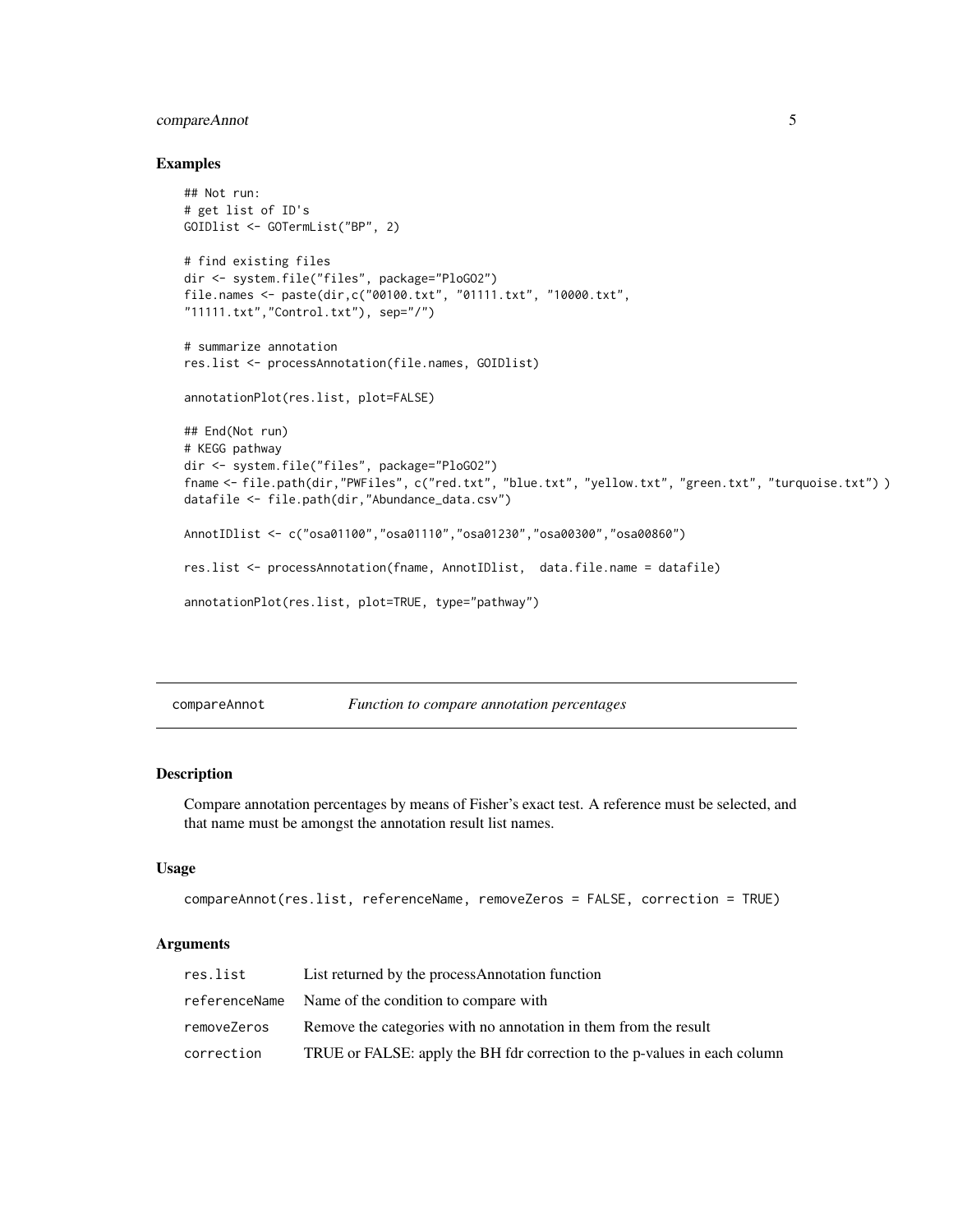### Examples

```
## Not run:
# get list of ID's
GOIDlist <- GOTermList("BP", 2)

# find existing files
dir <- system.file("files", package="PloGO2")
file.names <- paste(dir,c("00100.txt", "01111.txt", "10000.txt",
"11111.txt","Control.txt"), sep="/")

# summarize annotation
res.list <- processAnnotation(file.names, GOIDlist)

annotationPlot(res.list, plot=FALSE)

## End(Not run)
# KEGG pathway
dir <- system.file("files", package="PloGO2")
fname <- file.path(dir,"PWFiles", c("red.txt", "blue.txt", "yellow.txt", "green.txt", "turquoise.txt") )
datafile <- file.path(dir,"Abundance_data.csv")

AnnotIDlist <- c("osa01100","osa01110","osa01230","osa00300","osa00860")

res.list <- processAnnotation(fname, AnnotIDlist,  data.file.name = datafile)

annotationPlot(res.list, plot=TRUE, type="pathway")
```

---

## compareAnnot — *Function to compare annotation percentages*

### Description

Compare annotation percentages by means of Fisher's exact test. A reference must be selected, and that name must be amongst the annotation result list names.

### Usage

```
compareAnnot(res.list, referenceName, removeZeros = FALSE, correction = TRUE)
```

### Arguments

| | |
|---|---|
| res.list | List returned by the processAnnotation function |
| referenceName | Name of the condition to compare with |
| removeZeros | Remove the categories with no annotation in them from the result |
| correction | TRUE or FALSE: apply the BH fdr correction to the p-values in each column |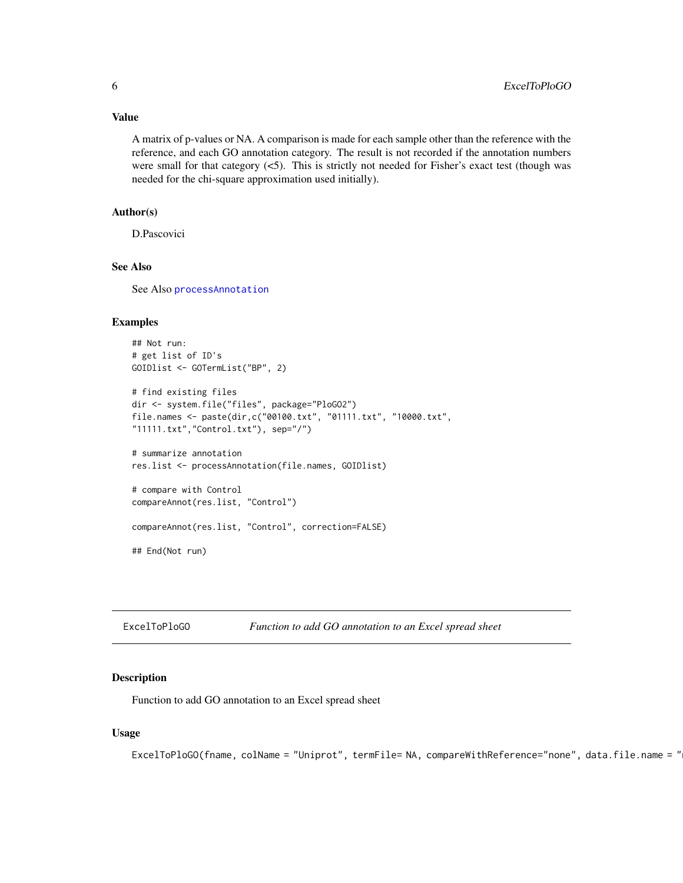### Value

A matrix of p-values or NA. A comparison is made for each sample other than the reference with the reference, and each GO annotation category. The result is not recorded if the annotation numbers were small for that category (<5). This is strictly not needed for Fisher's exact test (though was needed for the chi-square approximation used initially).

### Author(s)

D.Pascovici

### See Also

See Also processAnnotation

### Examples

```
## Not run:
# get list of ID's
GOIDlist <- GOTermList("BP", 2)

# find existing files
dir <- system.file("files", package="PloGO2")
file.names <- paste(dir,c("00100.txt", "01111.txt", "10000.txt",
"11111.txt","Control.txt"), sep="/")

# summarize annotation
res.list <- processAnnotation(file.names, GOIDlist)

# compare with Control
compareAnnot(res.list, "Control")

compareAnnot(res.list, "Control", correction=FALSE)

## End(Not run)
```

---

ExcelToPloGO — *Function to add GO annotation to an Excel spread sheet*

---

### Description

Function to add GO annotation to an Excel spread sheet

### Usage

```
ExcelToPloGO(fname, colName = "Uniprot", termFile= NA, compareWithReference="none", data.file.name = "
```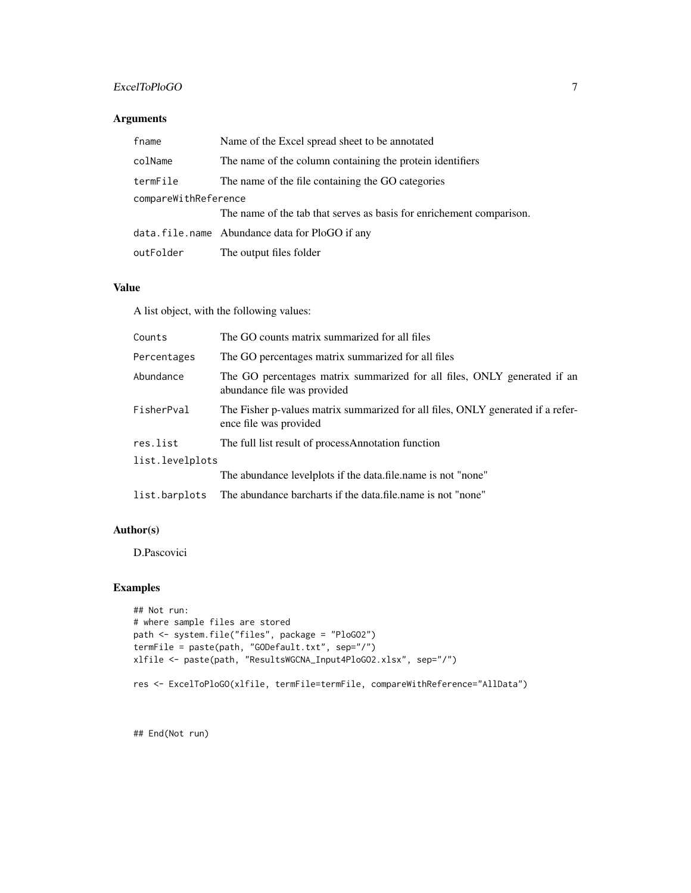## Arguments

| | |
|---|---|
| `fname` | Name of the Excel spread sheet to be annotated |
| `colName` | The name of the column containing the protein identifiers |
| `termFile` | The name of the file containing the GO categories |
| `compareWithReference` | The name of the tab that serves as basis for enrichement comparison. |
| `data.file.name` | Abundance data for PloGO if any |
| `outFolder` | The output files folder |

## Value

A list object, with the following values:

| | |
|---|---|
| `Counts` | The GO counts matrix summarized for all files |
| `Percentages` | The GO percentages matrix summarized for all files |
| `Abundance` | The GO percentages matrix summarized for all files, ONLY generated if an abundance file was provided |
| `FisherPval` | The Fisher p-values matrix summarized for all files, ONLY generated if a reference file was provided |
| `res.list` | The full list result of processAnnotation function |
| `list.levelplots` | The abundance levelplots if the data.file.name is not "none" |
| `list.barplots` | The abundance barcharts if the data.file.name is not "none" |

## Author(s)

D.Pascovici

## Examples

```
## Not run:
# where sample files are stored
path <- system.file("files", package = "PloGO2")
termFile = paste(path, "GODefault.txt", sep="/")
xlfile <- paste(path, "ResultsWGCNA_Input4PloGO2.xlsx", sep="/")

res <- ExcelToPloGO(xlfile, termFile=termFile, compareWithReference="AllData")



## End(Not run)
```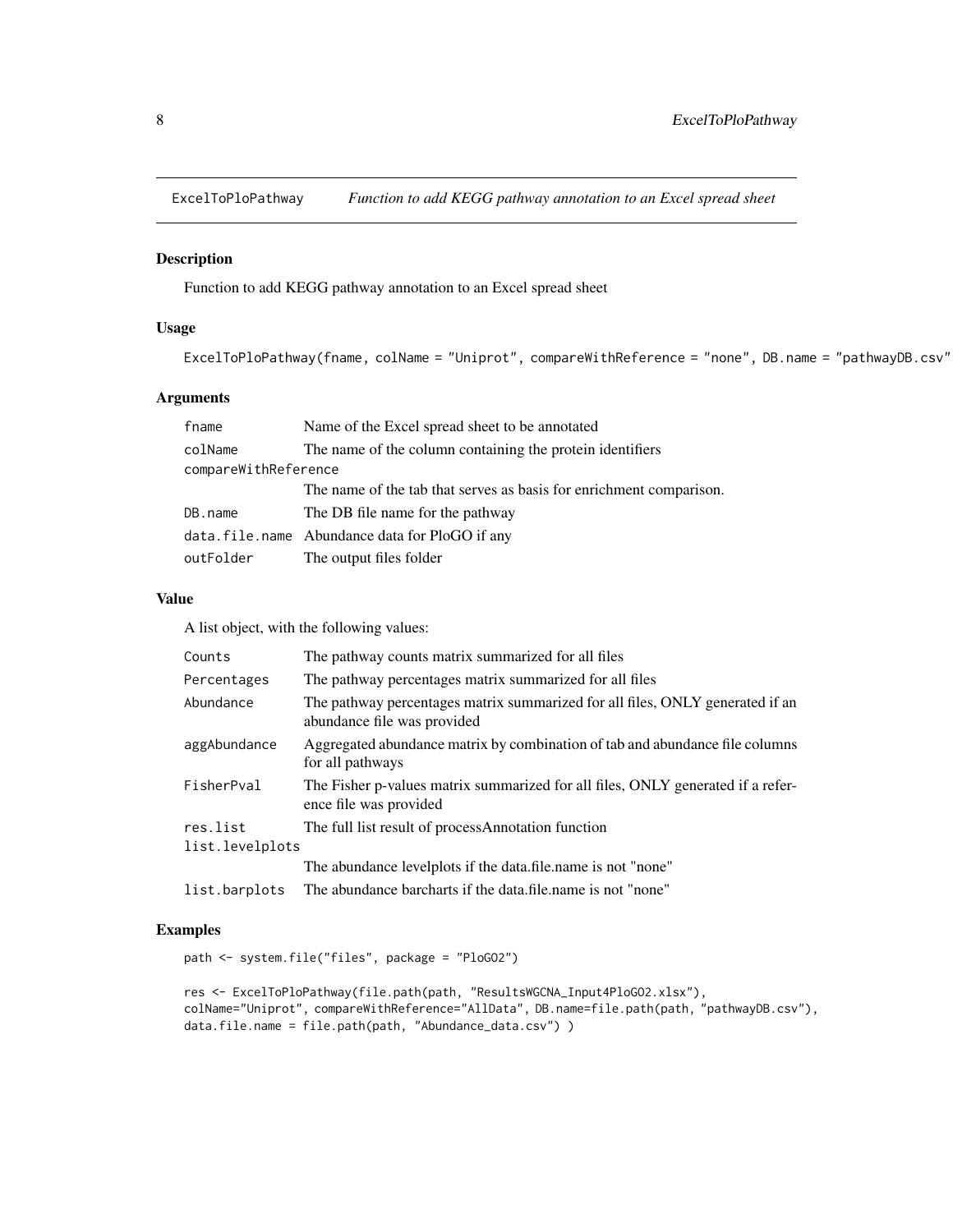## ExcelToPloPathway — *Function to add KEGG pathway annotation to an Excel spread sheet*

### Description

Function to add KEGG pathway annotation to an Excel spread sheet

### Usage

```
ExcelToPloPathway(fname, colName = "Uniprot", compareWithReference = "none", DB.name = "pathwayDB.csv"
```

### Arguments

| | |
|---|---|
| fname | Name of the Excel spread sheet to be annotated |
| colName | The name of the column containing the protein identifiers |
| compareWithReference | The name of the tab that serves as basis for enrichment comparison. |
| DB.name | The DB file name for the pathway |
| data.file.name | Abundance data for PloGO if any |
| outFolder | The output files folder |

### Value

A list object, with the following values:

| | |
|---|---|
| Counts | The pathway counts matrix summarized for all files |
| Percentages | The pathway percentages matrix summarized for all files |
| Abundance | The pathway percentages matrix summarized for all files, ONLY generated if an abundance file was provided |
| aggAbundance | Aggregated abundance matrix by combination of tab and abundance file columns for all pathways |
| FisherPval | The Fisher p-values matrix summarized for all files, ONLY generated if a reference file was provided |
| res.list | The full list result of processAnnotation function |
| list.levelplots | The abundance levelplots if the data.file.name is not "none" |
| list.barplots | The abundance barcharts if the data.file.name is not "none" |

### Examples

```
path <- system.file("files", package = "PloGO2")

res <- ExcelToPloPathway(file.path(path, "ResultsWGCNA_Input4PloGO2.xlsx"),
colName="Uniprot", compareWithReference="AllData", DB.name=file.path(path, "pathwayDB.csv"),
data.file.name = file.path(path, "Abundance_data.csv") )
```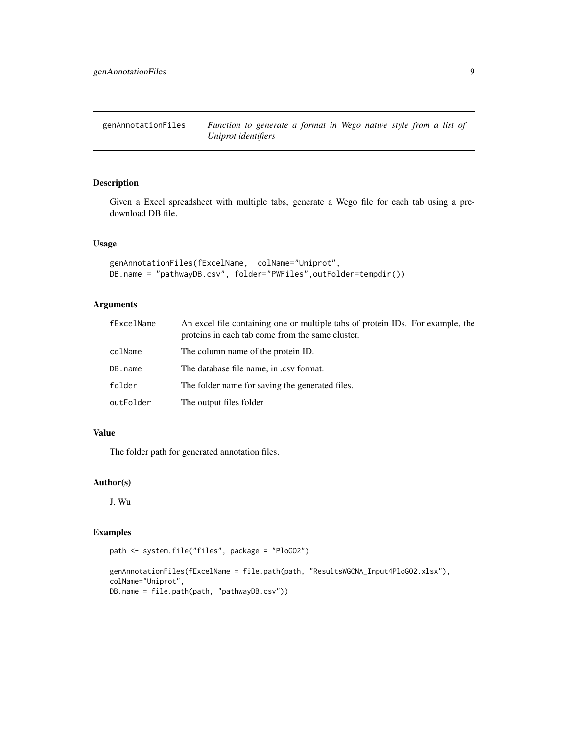genAnnotationFiles    *Function to generate a format in Wego native style from a list of Uniprot identifiers*

## Description

Given a Excel spreadsheet with multiple tabs, generate a Wego file for each tab using a pre-download DB file.

## Usage

```
genAnnotationFiles(fExcelName,  colName="Uniprot",
DB.name = "pathwayDB.csv", folder="PWFiles",outFolder=tempdir())
```

## Arguments

| | |
|---|---|
| fExcelName | An excel file containing one or multiple tabs of protein IDs. For example, the proteins in each tab come from the same cluster. |
| colName | The column name of the protein ID. |
| DB.name | The database file name, in .csv format. |
| folder | The folder name for saving the generated files. |
| outFolder | The output files folder |

## Value

The folder path for generated annotation files.

## Author(s)

J. Wu

## Examples

```
path <- system.file("files", package = "PloGO2")

genAnnotationFiles(fExcelName = file.path(path, "ResultsWGCNA_Input4PloGO2.xlsx"),
colName="Uniprot",
DB.name = file.path(path, "pathwayDB.csv"))
```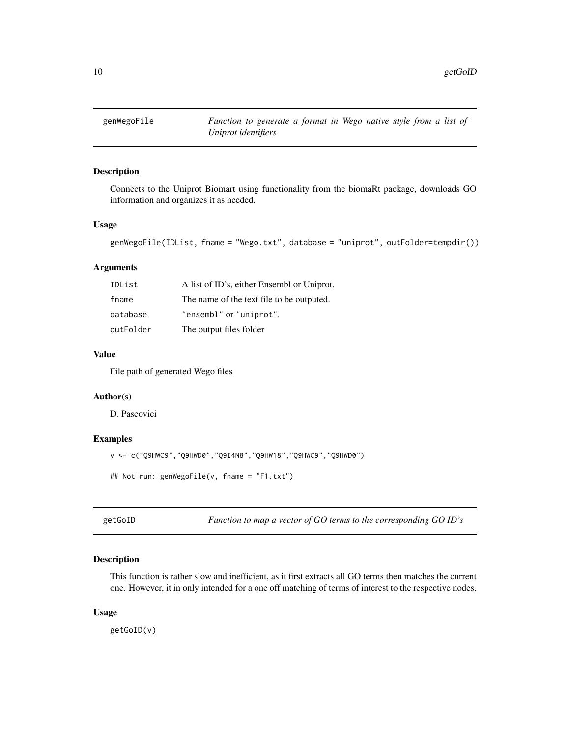## genWegoFile — *Function to generate a format in Wego native style from a list of Uniprot identifiers*

### Description

Connects to the Uniprot Biomart using functionality from the biomaRt package, downloads GO information and organizes it as needed.

### Usage

```
genWegoFile(IDList, fname = "Wego.txt", database = "uniprot", outFolder=tempdir())
```

### Arguments

| | |
|---|---|
| `IDList` | A list of ID's, either Ensembl or Uniprot. |
| `fname` | The name of the text file to be outputed. |
| `database` | `"ensembl"` or `"uniprot"`. |
| `outFolder` | The output files folder |

### Value

File path of generated Wego files

### Author(s)

D. Pascovici

### Examples

```
v <- c("Q9HWC9","Q9HWD0","Q9I4N8","Q9HW18","Q9HWC9","Q9HWD0")

## Not run: genWegoFile(v, fname = "F1.txt")
```

## getGoID — *Function to map a vector of GO terms to the corresponding GO ID's*

### Description

This function is rather slow and inefficient, as it first extracts all GO terms then matches the current one. However, it in only intended for a one off matching of terms of interest to the respective nodes.

### Usage

```
getGoID(v)
```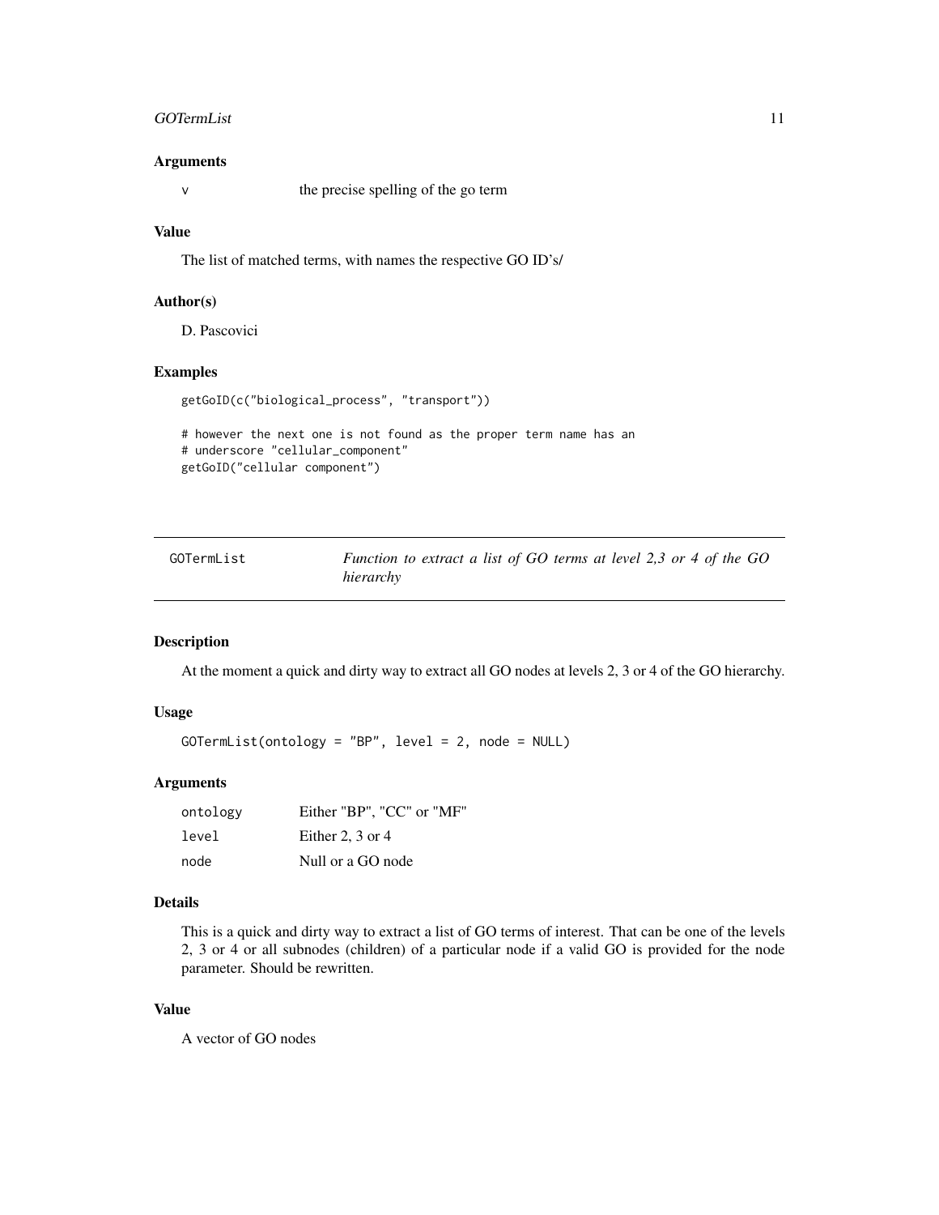### Arguments

| | |
|---|---|
| v | the precise spelling of the go term |

### Value

The list of matched terms, with names the respective GO ID's/

### Author(s)

D. Pascovici

### Examples

```
getGoID(c("biological_process", "transport"))

# however the next one is not found as the proper term name has an
# underscore "cellular_component"
getGoID("cellular component")
```

---

## GOTermList — *Function to extract a list of GO terms at level 2,3 or 4 of the GO hierarchy*

---

### Description

At the moment a quick and dirty way to extract all GO nodes at levels 2, 3 or 4 of the GO hierarchy.

### Usage

```
GOTermList(ontology = "BP", level = 2, node = NULL)
```

### Arguments

| | |
|---|---|
| ontology | Either "BP", "CC" or "MF" |
| level | Either 2, 3 or 4 |
| node | Null or a GO node |

### Details

This is a quick and dirty way to extract a list of GO terms of interest. That can be one of the levels 2, 3 or 4 or all subnodes (children) of a particular node if a valid GO is provided for the node parameter. Should be rewritten.

### Value

A vector of GO nodes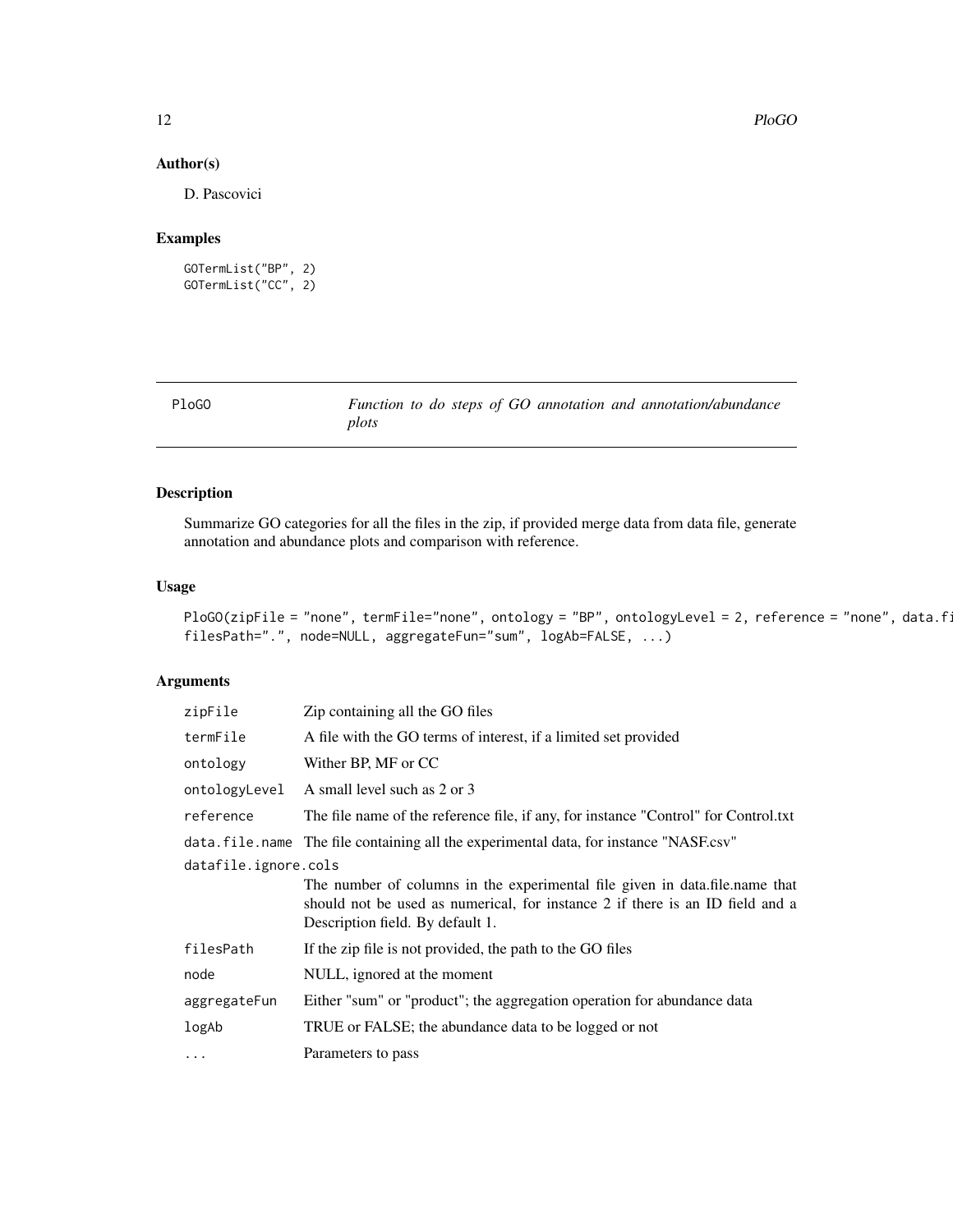## Author(s)

D. Pascovici

## Examples

```
GOTermList("BP", 2)
GOTermList("CC", 2)
```

---

PloGO *Function to do steps of GO annotation and annotation/abundance plots*

---

## Description

Summarize GO categories for all the files in the zip, if provided merge data from data file, generate annotation and abundance plots and comparison with reference.

## Usage

```
PloGO(zipFile = "none", termFile="none", ontology = "BP", ontologyLevel = 2, reference = "none", data.fi
filesPath=".", node=NULL, aggregateFun="sum", logAb=FALSE, ...)
```

## Arguments

| | |
|---|---|
| zipFile | Zip containing all the GO files |
| termFile | A file with the GO terms of interest, if a limited set provided |
| ontology | Wither BP, MF or CC |
| ontologyLevel | A small level such as 2 or 3 |
| reference | The file name of the reference file, if any, for instance "Control" for Control.txt |
| data.file.name | The file containing all the experimental data, for instance "NASF.csv" |
| datafile.ignore.cols | The number of columns in the experimental file given in data.file.name that should not be used as numerical, for instance 2 if there is an ID field and a Description field. By default 1. |
| filesPath | If the zip file is not provided, the path to the GO files |
| node | NULL, ignored at the moment |
| aggregateFun | Either "sum" or "product"; the aggregation operation for abundance data |
| logAb | TRUE or FALSE; the abundance data to be logged or not |
| ... | Parameters to pass |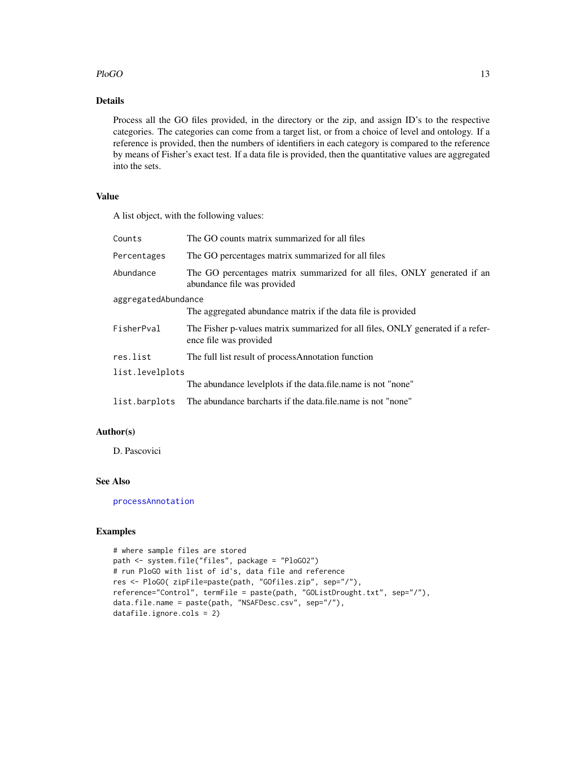## Details

Process all the GO files provided, in the directory or the zip, and assign ID's to the respective categories. The categories can come from a target list, or from a choice of level and ontology. If a reference is provided, then the numbers of identifiers in each category is compared to the reference by means of Fisher's exact test. If a data file is provided, then the quantitative values are aggregated into the sets.

## Value

A list object, with the following values:

| | |
|---|---|
| `Counts` | The GO counts matrix summarized for all files |
| `Percentages` | The GO percentages matrix summarized for all files |
| `Abundance` | The GO percentages matrix summarized for all files, ONLY generated if an abundance file was provided |
| `aggregatedAbundance` | The aggregated abundance matrix if the data file is provided |
| `FisherPval` | The Fisher p-values matrix summarized for all files, ONLY generated if a reference file was provided |
| `res.list` | The full list result of processAnnotation function |
| `list.levelplots` | The abundance levelplots if the data.file.name is not "none" |
| `list.barplots` | The abundance barcharts if the data.file.name is not "none" |

## Author(s)

D. Pascovici

## See Also

processAnnotation

## Examples

```
# where sample files are stored
path <- system.file("files", package = "PloGO2")
# run PloGO with list of id's, data file and reference
res <- PloGO( zipFile=paste(path, "GOfiles.zip", sep="/"),
reference="Control", termFile = paste(path, "GOListDrought.txt", sep="/"),
data.file.name = paste(path, "NSAFDesc.csv", sep="/"),
datafile.ignore.cols = 2)
```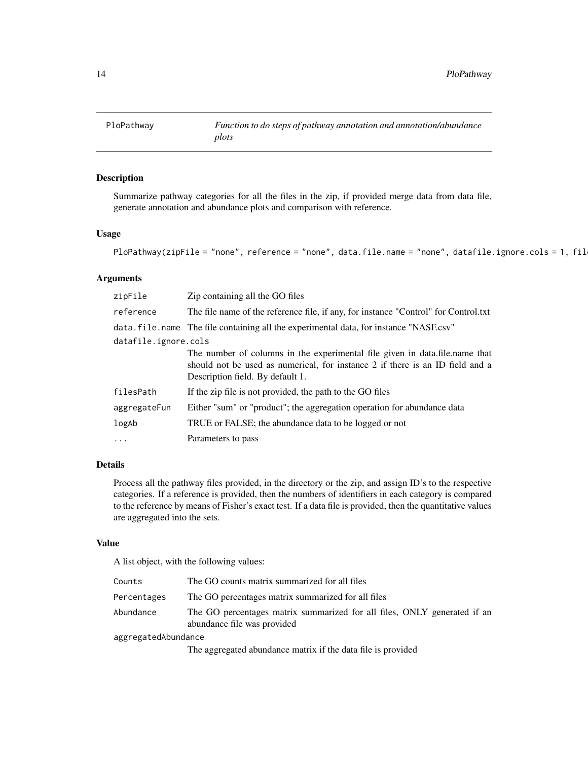# PloPathway

*Function to do steps of pathway annotation and annotation/abundance plots*

## Description

Summarize pathway categories for all the files in the zip, if provided merge data from data file, generate annotation and abundance plots and comparison with reference.

## Usage

```
PloPathway(zipFile = "none", reference = "none", data.file.name = "none", datafile.ignore.cols = 1, fil
```

## Arguments

| | |
|---|---|
| `zipFile` | Zip containing all the GO files |
| `reference` | The file name of the reference file, if any, for instance "Control" for Control.txt |
| `data.file.name` | The file containing all the experimental data, for instance "NASF.csv" |
| `datafile.ignore.cols` | The number of columns in the experimental file given in data.file.name that should not be used as numerical, for instance 2 if there is an ID field and a Description field. By default 1. |
| `filesPath` | If the zip file is not provided, the path to the GO files |
| `aggregateFun` | Either "sum" or "product"; the aggregation operation for abundance data |
| `logAb` | TRUE or FALSE; the abundance data to be logged or not |
| `...` | Parameters to pass |

## Details

Process all the pathway files provided, in the directory or the zip, and assign ID's to the respective categories. If a reference is provided, then the numbers of identifiers in each category is compared to the reference by means of Fisher's exact test. If a data file is provided, then the quantitative values are aggregated into the sets.

## Value

A list object, with the following values:

| | |
|---|---|
| `Counts` | The GO counts matrix summarized for all files |
| `Percentages` | The GO percentages matrix summarized for all files |
| `Abundance` | The GO percentages matrix summarized for all files, ONLY generated if an abundance file was provided |
| `aggregatedAbundance` | The aggregated abundance matrix if the data file is provided |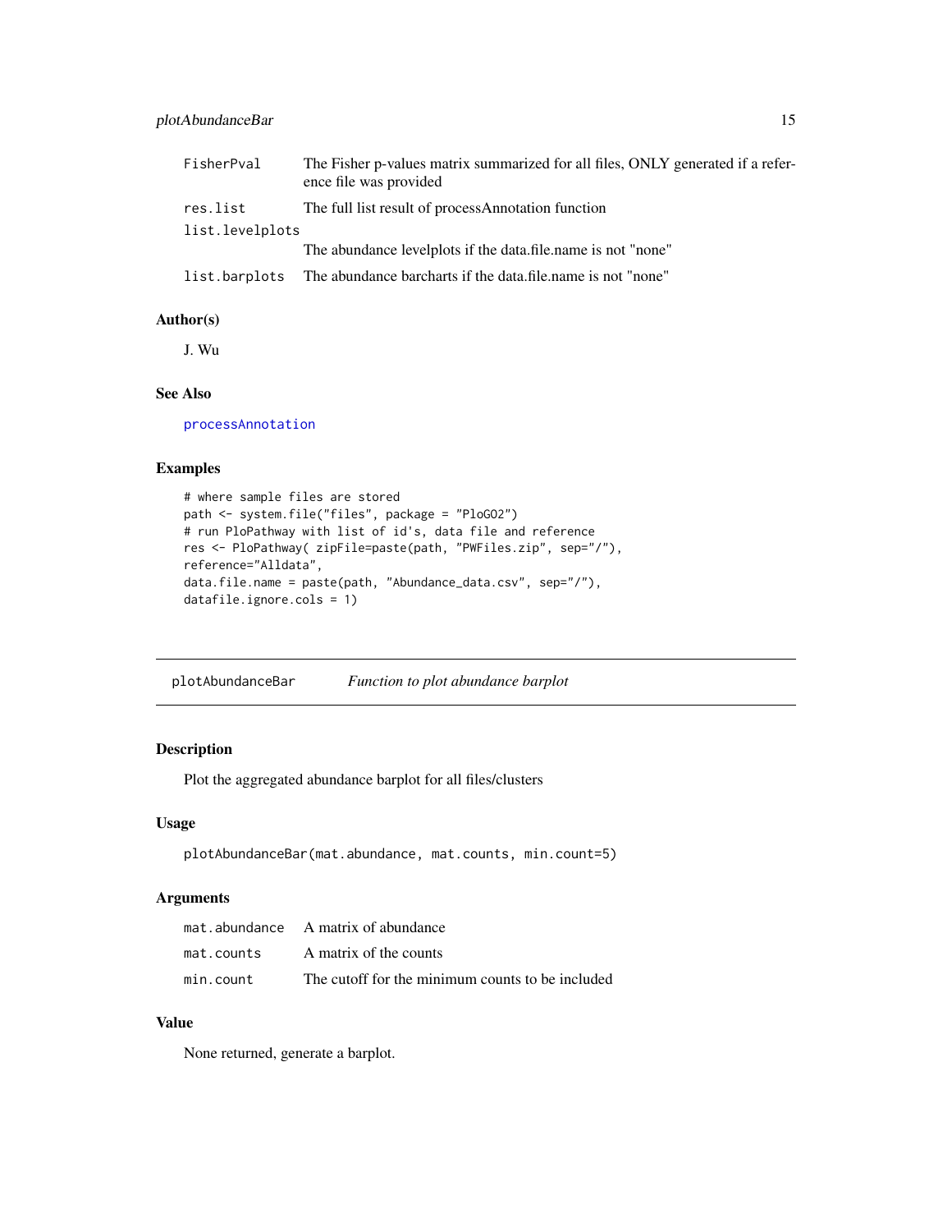| | |
|---|---|
| FisherPval | The Fisher p-values matrix summarized for all files, ONLY generated if a reference file was provided |
| res.list | The full list result of processAnnotation function |
| list.levelplots | The abundance levelplots if the data.file.name is not "none" |
| list.barplots | The abundance barcharts if the data.file.name is not "none" |

### Author(s)

J. Wu

### See Also

processAnnotation

### Examples

```
# where sample files are stored
path <- system.file("files", package = "PloGO2")
# run PloPathway with list of id's, data file and reference
res <- PloPathway( zipFile=paste(path, "PWFiles.zip", sep="/"),
reference="Alldata",
data.file.name = paste(path, "Abundance_data.csv", sep="/"),
datafile.ignore.cols = 1)
```

---

## plotAbundanceBar — *Function to plot abundance barplot*

### Description

Plot the aggregated abundance barplot for all files/clusters

### Usage

```
plotAbundanceBar(mat.abundance, mat.counts, min.count=5)
```

### Arguments

| | |
|---|---|
| mat.abundance | A matrix of abundance |
| mat.counts | A matrix of the counts |
| min.count | The cutoff for the minimum counts to be included |

### Value

None returned, generate a barplot.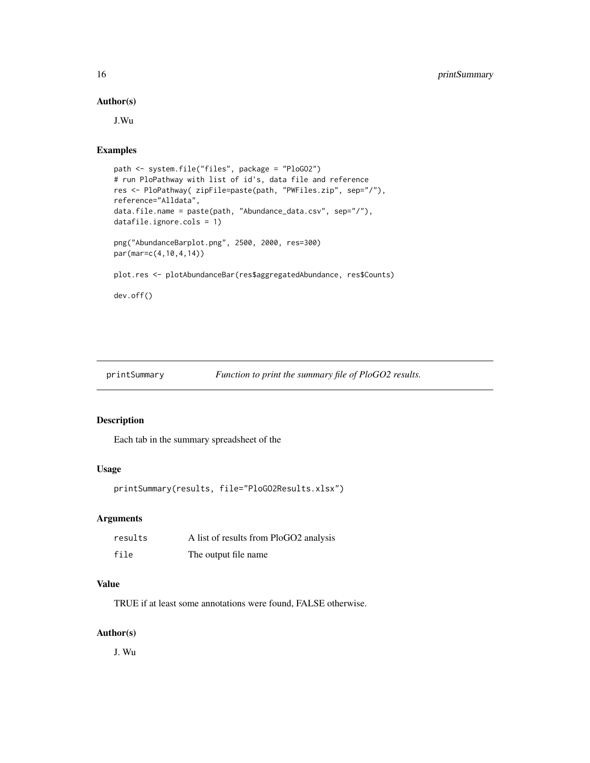### Author(s)

J.Wu

### Examples

```
path <- system.file("files", package = "PloGO2")
# run PloPathway with list of id's, data file and reference
res <- PloPathway( zipFile=paste(path, "PWFiles.zip", sep="/"),
reference="Alldata",
data.file.name = paste(path, "Abundance_data.csv", sep="/"),
datafile.ignore.cols = 1)

png("AbundanceBarplot.png", 2500, 2000, res=300)
par(mar=c(4,10,4,14))

plot.res <- plotAbundanceBar(res$aggregatedAbundance, res$Counts)

dev.off()
```

---

## printSummary — *Function to print the summary file of PloGO2 results.*

### Description

Each tab in the summary spreadsheet of the

### Usage

```
printSummary(results, file="PloGO2Results.xlsx")
```

### Arguments

| | |
|---|---|
| `results` | A list of results from PloGO2 analysis |
| `file` | The output file name |

### Value

TRUE if at least some annotations were found, FALSE otherwise.

### Author(s)

J. Wu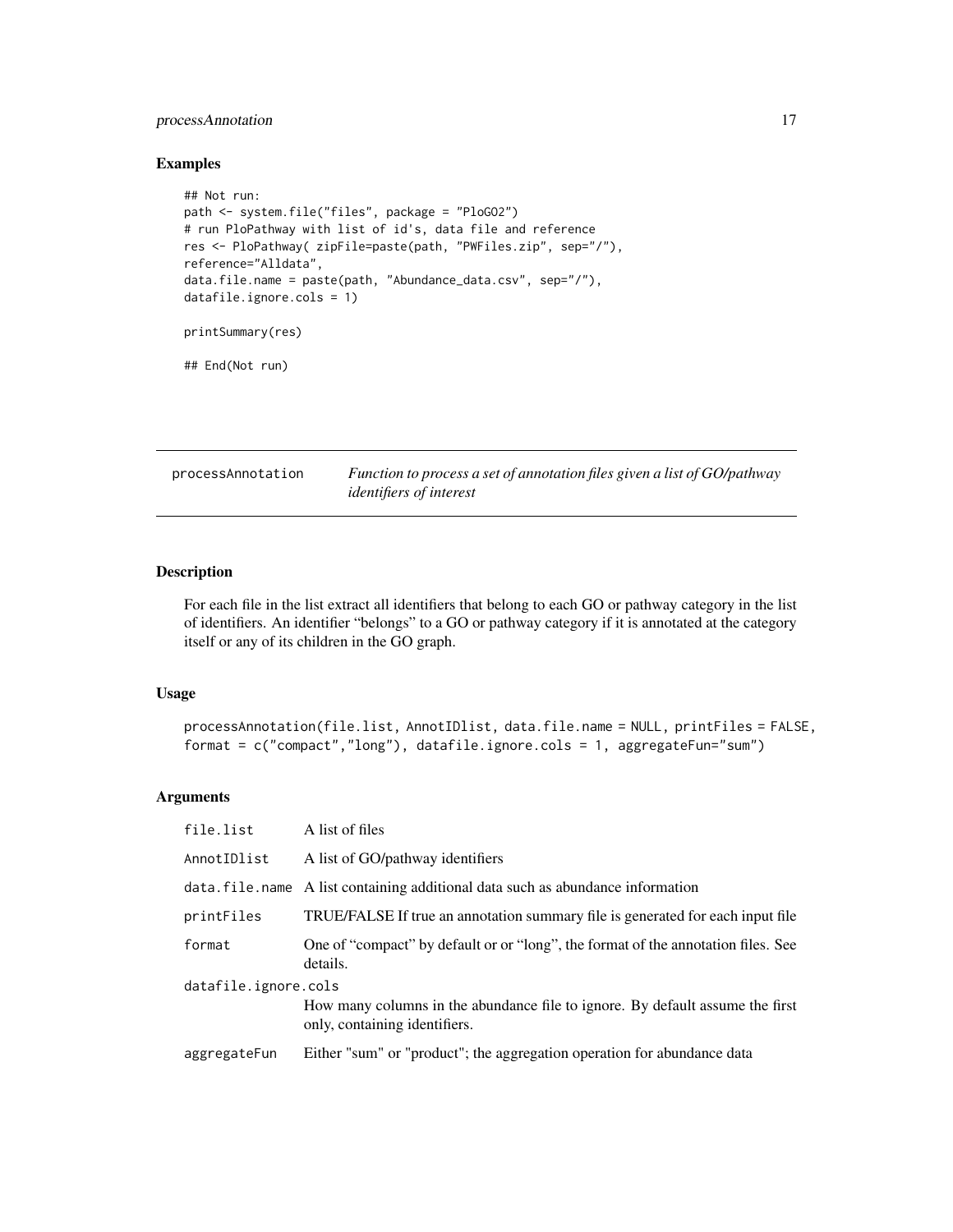## Examples

```
## Not run:
path <- system.file("files", package = "PloGO2")
# run PloPathway with list of id's, data file and reference
res <- PloPathway( zipFile=paste(path, "PWFiles.zip", sep="/"),
reference="Alldata",
data.file.name = paste(path, "Abundance_data.csv", sep="/"),
datafile.ignore.cols = 1)

printSummary(res)

## End(Not run)
```

---

# processAnnotation — *Function to process a set of annotation files given a list of GO/pathway identifiers of interest*

---

## Description

For each file in the list extract all identifiers that belong to each GO or pathway category in the list of identifiers. An identifier "belongs" to a GO or pathway category if it is annotated at the category itself or any of its children in the GO graph.

## Usage

```
processAnnotation(file.list, AnnotIDlist, data.file.name = NULL, printFiles = FALSE,
format = c("compact","long"), datafile.ignore.cols = 1, aggregateFun="sum")
```

## Arguments

| | |
|---|---|
| `file.list` | A list of files |
| `AnnotIDlist` | A list of GO/pathway identifiers |
| `data.file.name` | A list containing additional data such as abundance information |
| `printFiles` | TRUE/FALSE If true an annotation summary file is generated for each input file |
| `format` | One of "compact" by default or or "long", the format of the annotation files. See details. |
| `datafile.ignore.cols` | How many columns in the abundance file to ignore. By default assume the first only, containing identifiers. |
| `aggregateFun` | Either "sum" or "product"; the aggregation operation for abundance data |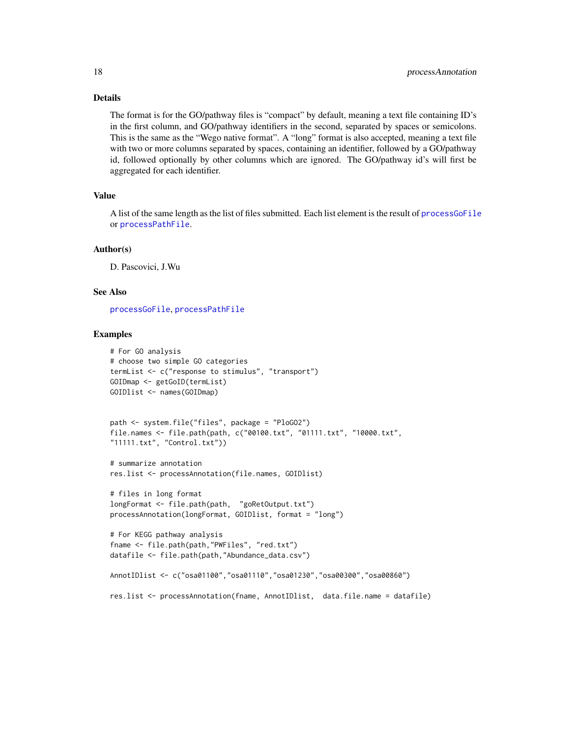## Details

The format is for the GO/pathway files is "compact" by default, meaning a text file containing ID's in the first column, and GO/pathway identifiers in the second, separated by spaces or semicolons. This is the same as the "Wego native format". A "long" format is also accepted, meaning a text file with two or more columns separated by spaces, containing an identifier, followed by a GO/pathway id, followed optionally by other columns which are ignored. The GO/pathway id's will first be aggregated for each identifier.

## Value

A list of the same length as the list of files submitted. Each list element is the result of processGoFile or processPathFile.

## Author(s)

D. Pascovici, J.Wu

## See Also

processGoFile, processPathFile

## Examples

```
# For GO analysis
# choose two simple GO categories
termList <- c("response to stimulus", "transport")
GOIDmap <- getGoID(termList)
GOIDlist <- names(GOIDmap)


path <- system.file("files", package = "PloGO2")
file.names <- file.path(path, c("00100.txt", "01111.txt", "10000.txt",
"11111.txt", "Control.txt"))

# summarize annotation
res.list <- processAnnotation(file.names, GOIDlist)

# files in long format
longFormat <- file.path(path,  "goRetOutput.txt")
processAnnotation(longFormat, GOIDlist, format = "long")

# For KEGG pathway analysis
fname <- file.path(path,"PWFiles", "red.txt")
datafile <- file.path(path,"Abundance_data.csv")

AnnotIDlist <- c("osa01100","osa01110","osa01230","osa00300","osa00860")

res.list <- processAnnotation(fname, AnnotIDlist,  data.file.name = datafile)
```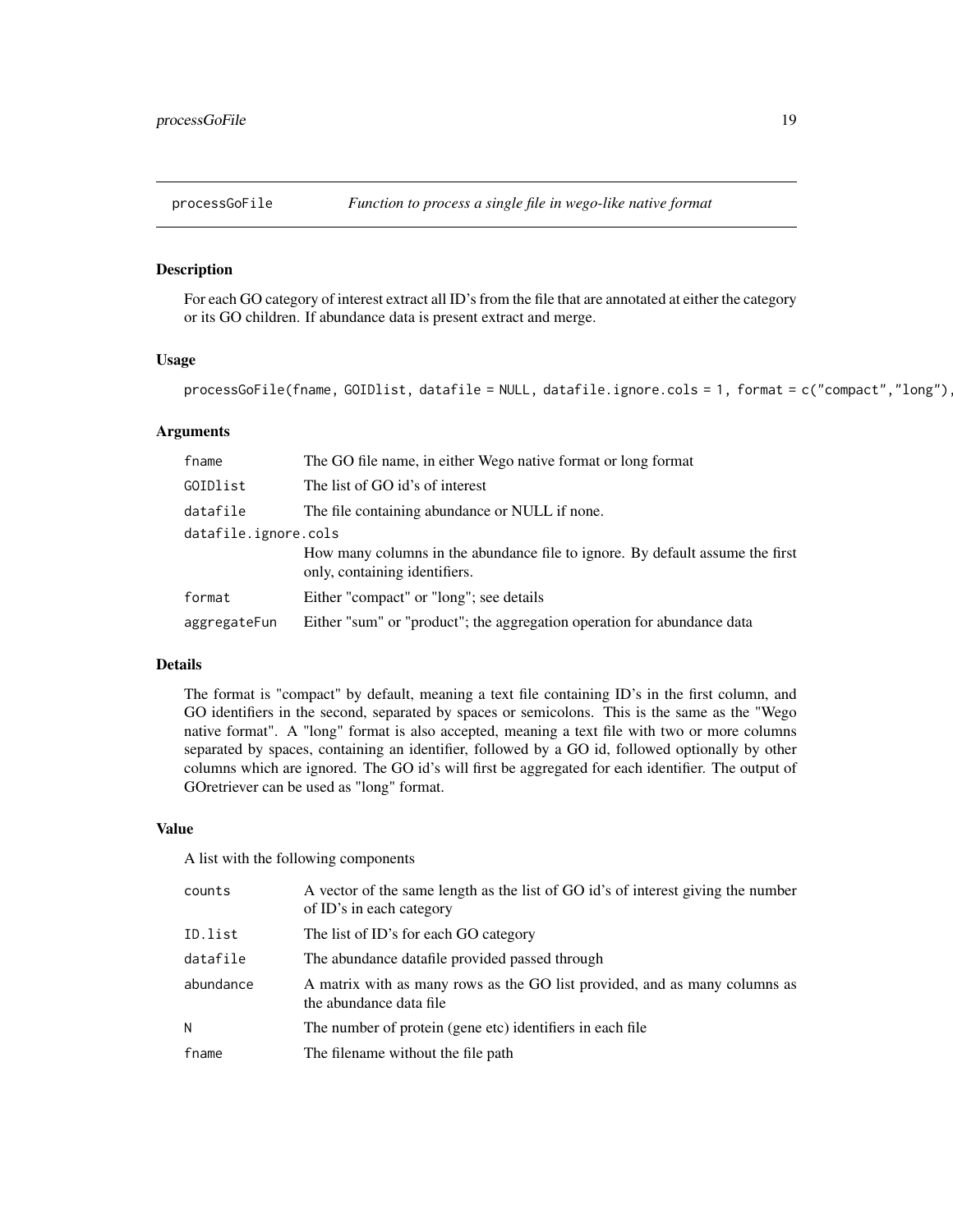# processGoFile — *Function to process a single file in wego-like native format*

## Description

For each GO category of interest extract all ID's from the file that are annotated at either the category or its GO children. If abundance data is present extract and merge.

## Usage

```
processGoFile(fname, GOIDlist, datafile = NULL, datafile.ignore.cols = 1, format = c("compact","long"),
```

## Arguments

| | |
|---|---|
| `fname` | The GO file name, in either Wego native format or long format |
| `GOIDlist` | The list of GO id's of interest |
| `datafile` | The file containing abundance or NULL if none. |
| `datafile.ignore.cols` | How many columns in the abundance file to ignore. By default assume the first only, containing identifiers. |
| `format` | Either "compact" or "long"; see details |
| `aggregateFun` | Either "sum" or "product"; the aggregation operation for abundance data |

## Details

The format is "compact" by default, meaning a text file containing ID's in the first column, and GO identifiers in the second, separated by spaces or semicolons. This is the same as the "Wego native format". A "long" format is also accepted, meaning a text file with two or more columns separated by spaces, containing an identifier, followed by a GO id, followed optionally by other columns which are ignored. The GO id's will first be aggregated for each identifier. The output of GOretriever can be used as "long" format.

## Value

A list with the following components

| | |
|---|---|
| `counts` | A vector of the same length as the list of GO id's of interest giving the number of ID's in each category |
| `ID.list` | The list of ID's for each GO category |
| `datafile` | The abundance datafile provided passed through |
| `abundance` | A matrix with as many rows as the GO list provided, and as many columns as the abundance data file |
| `N` | The number of protein (gene etc) identifiers in each file |
| `fname` | The filename without the file path |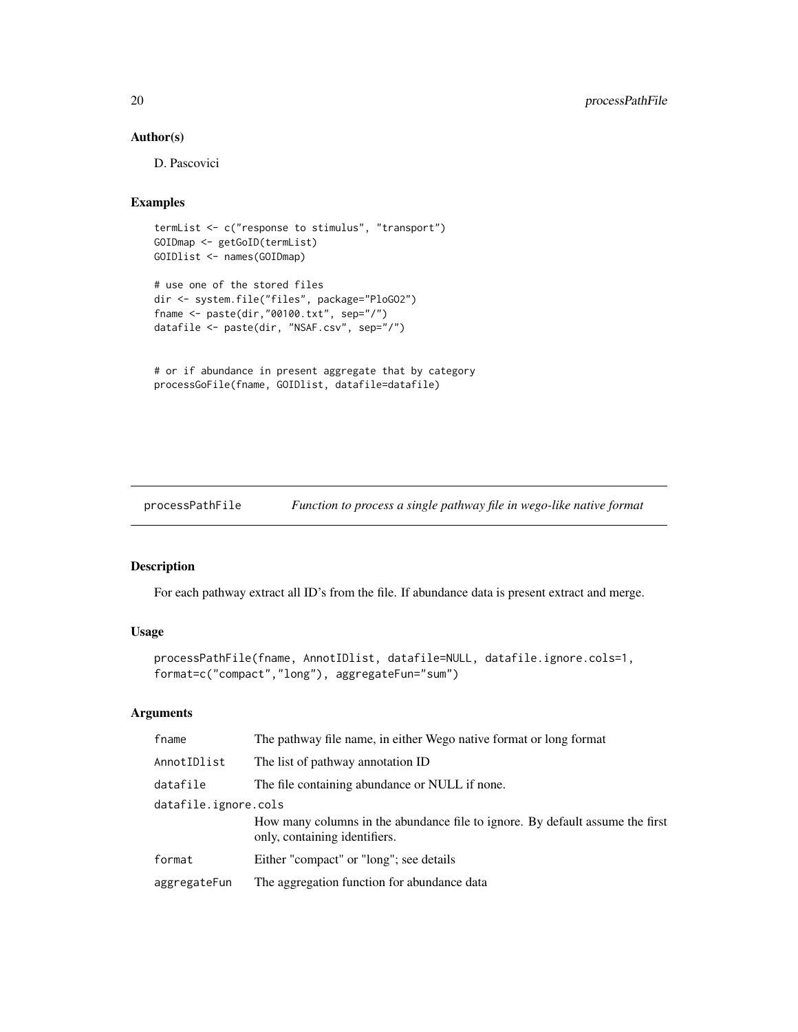## Author(s)

D. Pascovici

## Examples

```
termList <- c("response to stimulus", "transport")
GOIDmap <- getGoID(termList)
GOIDlist <- names(GOIDmap)

# use one of the stored files
dir <- system.file("files", package="PloGO2")
fname <- paste(dir,"00100.txt", sep="/")
datafile <- paste(dir, "NSAF.csv", sep="/")


# or if abundance in present aggregate that by category
processGoFile(fname, GOIDlist, datafile=datafile)
```

---

processPathFile    *Function to process a single pathway file in wego-like native format*

---

## Description

For each pathway extract all ID's from the file. If abundance data is present extract and merge.

## Usage

```
processPathFile(fname, AnnotIDlist, datafile=NULL, datafile.ignore.cols=1,
format=c("compact","long"), aggregateFun="sum")
```

## Arguments

| | |
|---|---|
| fname | The pathway file name, in either Wego native format or long format |
| AnnotIDlist | The list of pathway annotation ID |
| datafile | The file containing abundance or NULL if none. |
| datafile.ignore.cols | How many columns in the abundance file to ignore. By default assume the first only, containing identifiers. |
| format | Either "compact" or "long"; see details |
| aggregateFun | The aggregation function for abundance data |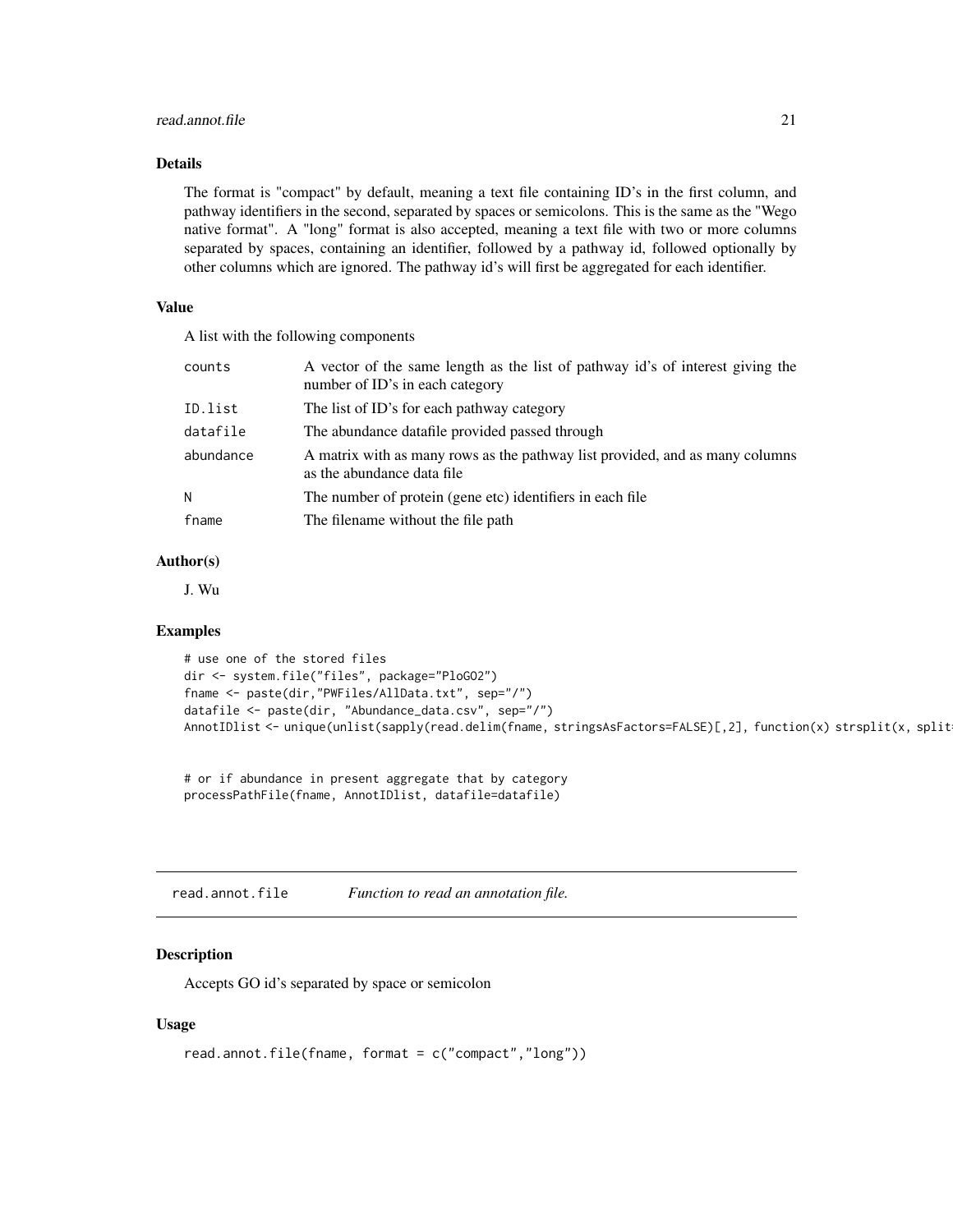### Details

The format is "compact" by default, meaning a text file containing ID's in the first column, and pathway identifiers in the second, separated by spaces or semicolons. This is the same as the "Wego native format". A "long" format is also accepted, meaning a text file with two or more columns separated by spaces, containing an identifier, followed by a pathway id, followed optionally by other columns which are ignored. The pathway id's will first be aggregated for each identifier.

### Value

A list with the following components

| | |
|---|---|
| counts | A vector of the same length as the list of pathway id's of interest giving the number of ID's in each category |
| ID.list | The list of ID's for each pathway category |
| datafile | The abundance datafile provided passed through |
| abundance | A matrix with as many rows as the pathway list provided, and as many columns as the abundance data file |
| N | The number of protein (gene etc) identifiers in each file |
| fname | The filename without the file path |

### Author(s)

J. Wu

### Examples

```
# use one of the stored files
dir <- system.file("files", package="PloGO2")
fname <- paste(dir,"PWFiles/AllData.txt", sep="/")
datafile <- paste(dir, "Abundance_data.csv", sep="/")
AnnotIDlist <- unique(unlist(sapply(read.delim(fname, stringsAsFactors=FALSE)[,2], function(x) strsplit(x, split


# or if abundance in present aggregate that by category
processPathFile(fname, AnnotIDlist, datafile=datafile)
```

---

## read.annot.file    *Function to read an annotation file.*

### Description

Accepts GO id's separated by space or semicolon

### Usage

```
read.annot.file(fname, format = c("compact","long"))
```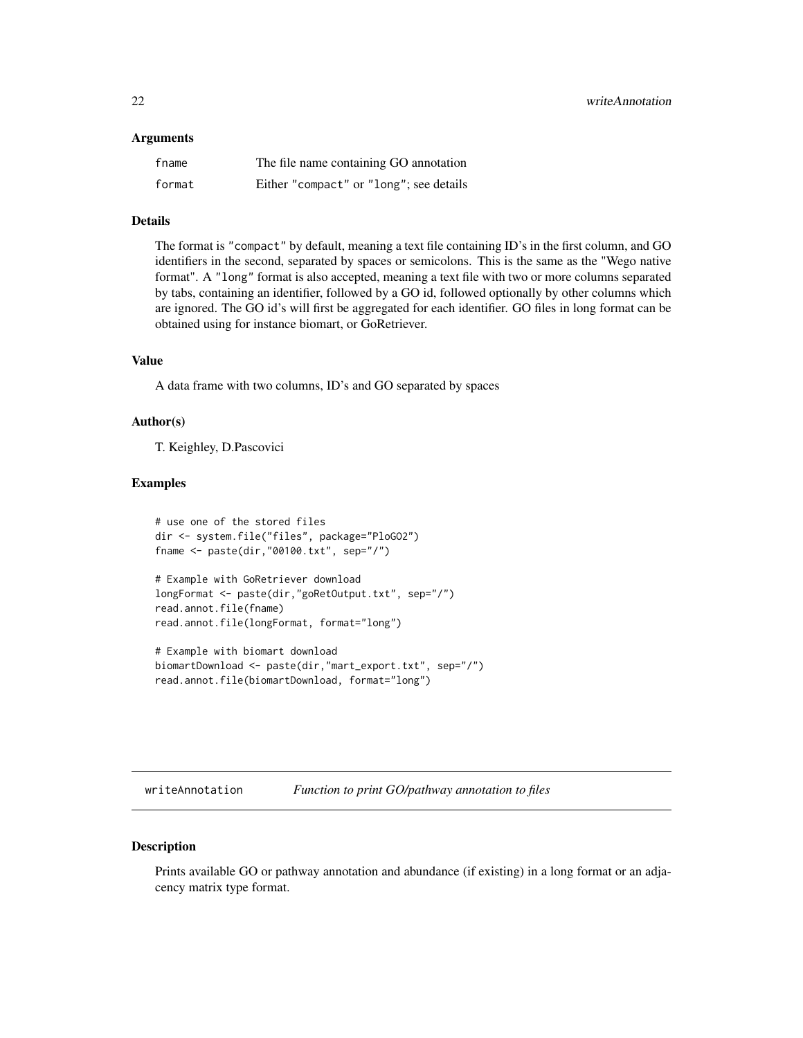### Arguments

| | |
|---|---|
| fname | The file name containing GO annotation |
| format | Either "compact" or "long"; see details |

### Details

The format is "compact" by default, meaning a text file containing ID's in the first column, and GO identifiers in the second, separated by spaces or semicolons. This is the same as the "Wego native format". A "long" format is also accepted, meaning a text file with two or more columns separated by tabs, containing an identifier, followed by a GO id, followed optionally by other columns which are ignored. The GO id's will first be aggregated for each identifier. GO files in long format can be obtained using for instance biomart, or GoRetriever.

### Value

A data frame with two columns, ID's and GO separated by spaces

### Author(s)

T. Keighley, D.Pascovici

### Examples

```
# use one of the stored files
dir <- system.file("files", package="PloGO2")
fname <- paste(dir,"00100.txt", sep="/")

# Example with GoRetriever download
longFormat <- paste(dir,"goRetOutput.txt", sep="/")
read.annot.file(fname)
read.annot.file(longFormat, format="long")

# Example with biomart download
biomartDownload <- paste(dir,"mart_export.txt", sep="/")
read.annot.file(biomartDownload, format="long")
```

---

## writeAnnotation — *Function to print GO/pathway annotation to files*

### Description

Prints available GO or pathway annotation and abundance (if existing) in a long format or an adjacency matrix type format.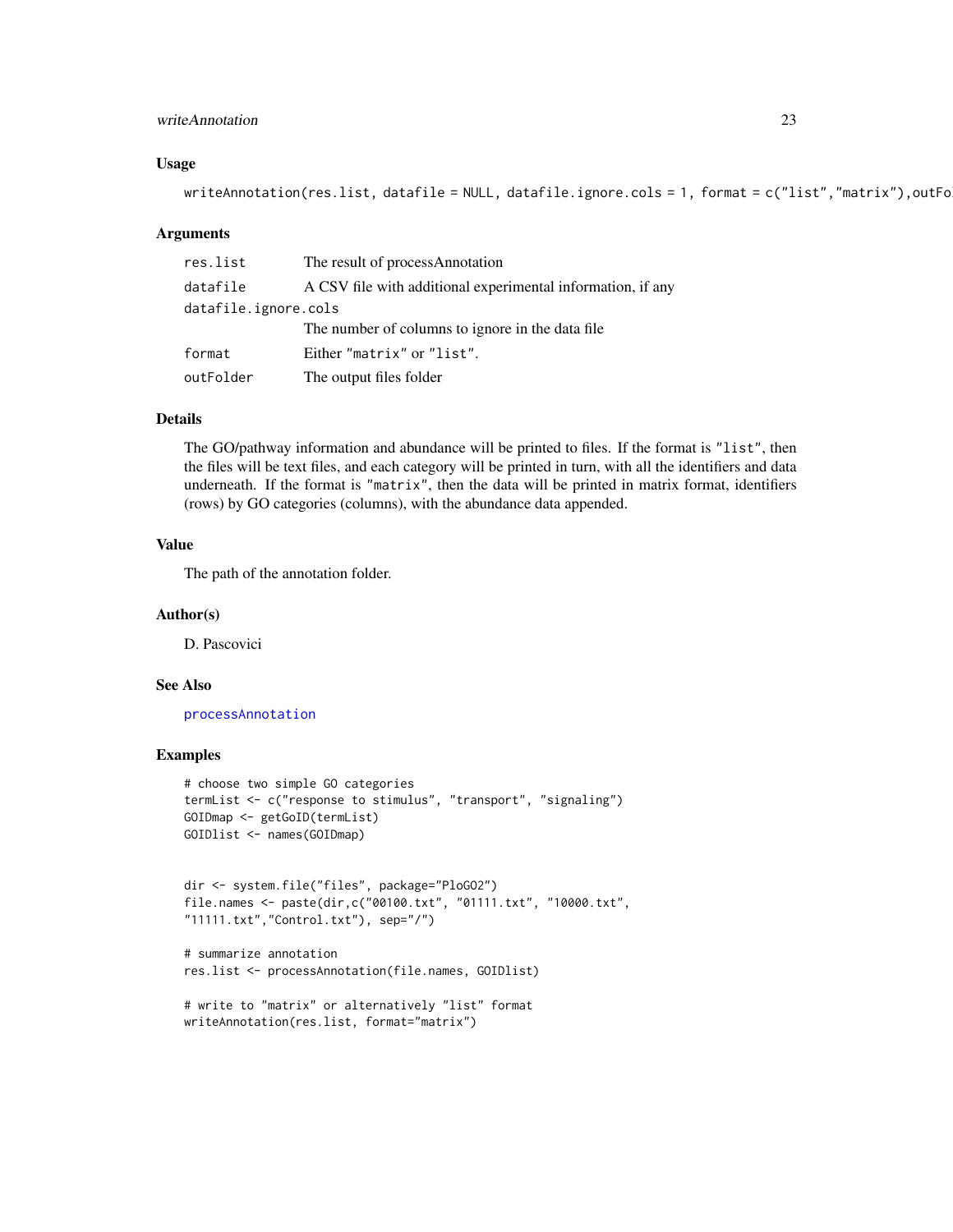### Usage

```
writeAnnotation(res.list, datafile = NULL, datafile.ignore.cols = 1, format = c("list","matrix"),outFo
```

### Arguments

| | |
|---|---|
| `res.list` | The result of processAnnotation |
| `datafile` | A CSV file with additional experimental information, if any |
| `datafile.ignore.cols` | The number of columns to ignore in the data file |
| `format` | Either `"matrix"` or `"list"`. |
| `outFolder` | The output files folder |

### Details

The GO/pathway information and abundance will be printed to files. If the format is `"list"`, then the files will be text files, and each category will be printed in turn, with all the identifiers and data underneath. If the format is `"matrix"`, then the data will be printed in matrix format, identifiers (rows) by GO categories (columns), with the abundance data appended.

### Value

The path of the annotation folder.

### Author(s)

D. Pascovici

### See Also

`processAnnotation`

### Examples

```
# choose two simple GO categories
termList <- c("response to stimulus", "transport", "signaling")
GOIDmap <- getGoID(termList)
GOIDlist <- names(GOIDmap)


dir <- system.file("files", package="PloGO2")
file.names <- paste(dir,c("00100.txt", "01111.txt", "10000.txt",
"11111.txt","Control.txt"), sep="/")

# summarize annotation
res.list <- processAnnotation(file.names, GOIDlist)

# write to "matrix" or alternatively "list" format
writeAnnotation(res.list, format="matrix")
```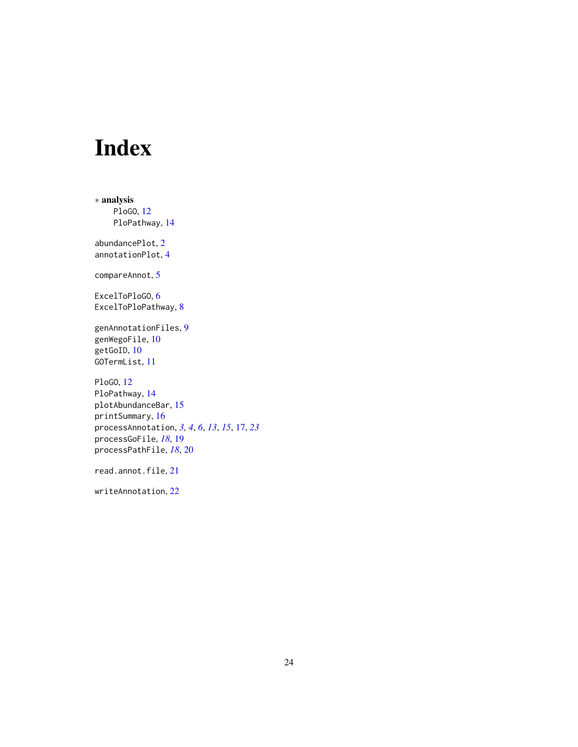# Index

∗ **analysis**
  PloGO, 12
  PloPathway, 14

abundancePlot, 2
annotationPlot, 4

compareAnnot, 5

ExcelToPloGO, 6
ExcelToPloPathway, 8

genAnnotationFiles, 9
genWegoFile, 10
getGoID, 10
GOTermList, 11

PloGO, 12
PloPathway, 14
plotAbundanceBar, 15
printSummary, 16
processAnnotation, *3, 4*, *6*, *13*, *15*, 17, *23*
processGoFile, *18*, 19
processPathFile, *18*, 20

read.annot.file, 21

writeAnnotation, 22